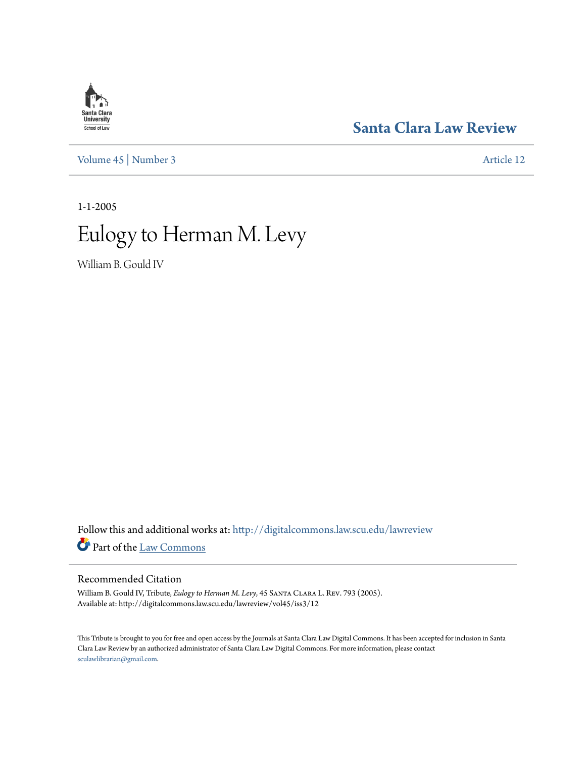Santa Clara University School of Law

# Santa Clara Law Review

Volume 45 | Number 3

Article 12

1-1-2005

# Eulogy to Herman M. Levy

William B. Gould IV

Follow this and additional works at: http://digitalcommons.law.scu.edu/lawreview

Part of the Law Commons

## Recommended Citation

William B. Gould IV, Tribute, *Eulogy to Herman M. Levy*, 45 Santa Clara L. Rev. 793 (2005).
Available at: http://digitalcommons.law.scu.edu/lawreview/vol45/iss3/12

This Tribute is brought to you for free and open access by the Journals at Santa Clara Law Digital Commons. It has been accepted for inclusion in Santa Clara Law Review by an authorized administrator of Santa Clara Law Digital Commons. For more information, please contact sculawlibrarian@gmail.com.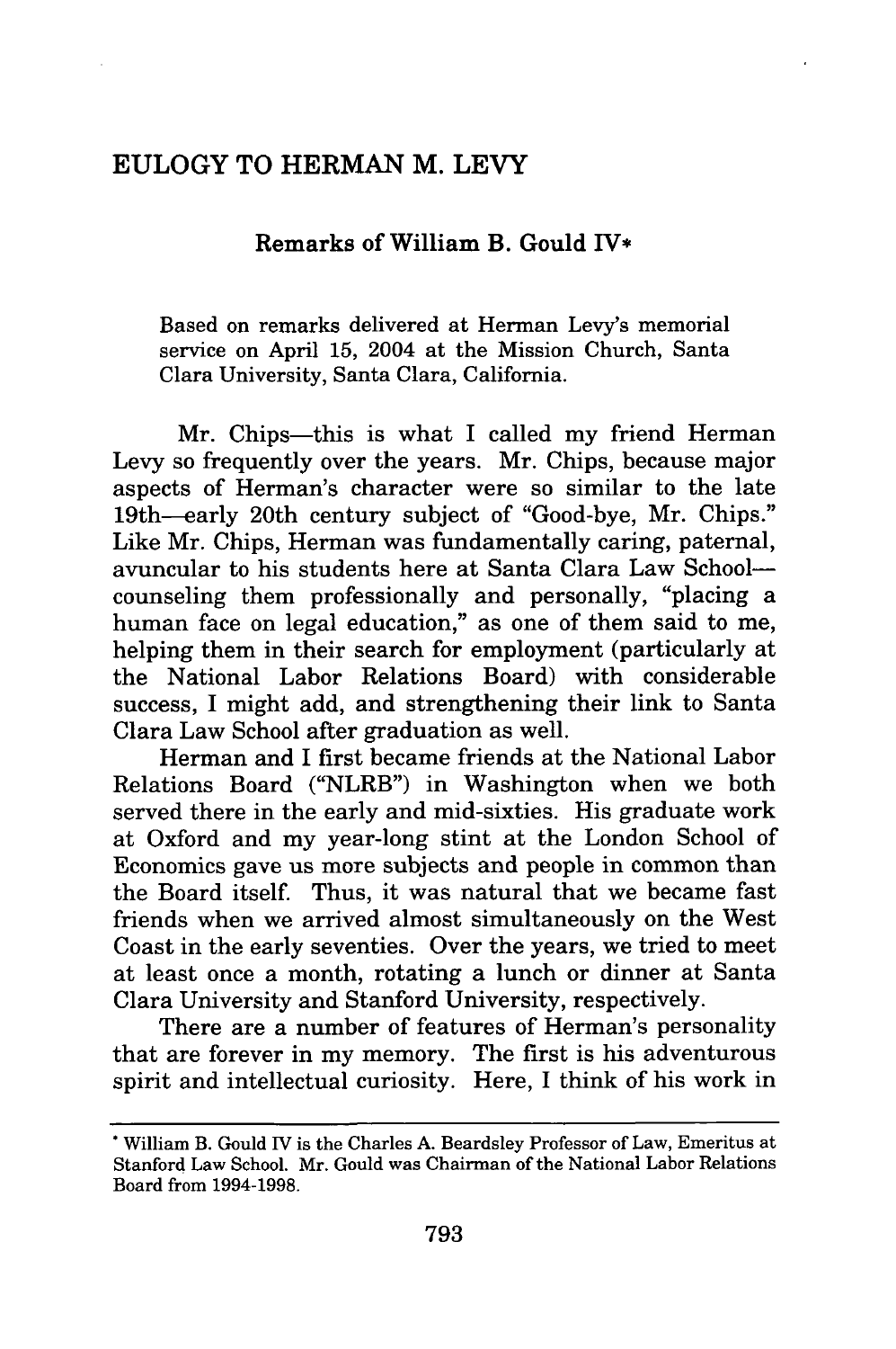# EULOGY TO HERMAN M. LEVY

### Remarks of William B. Gould IV*

Based on remarks delivered at Herman Levy's memorial service on April 15, 2004 at the Mission Church, Santa Clara University, Santa Clara, California.

Mr. Chips—this is what I called my friend Herman Levy so frequently over the years. Mr. Chips, because major aspects of Herman's character were so similar to the late 19th—early 20th century subject of "Good-bye, Mr. Chips." Like Mr. Chips, Herman was fundamentally caring, paternal, avuncular to his students here at Santa Clara Law School—counseling them professionally and personally, "placing a human face on legal education," as one of them said to me, helping them in their search for employment (particularly at the National Labor Relations Board) with considerable success, I might add, and strengthening their link to Santa Clara Law School after graduation as well.

Herman and I first became friends at the National Labor Relations Board ("NLRB") in Washington when we both served there in the early and mid-sixties. His graduate work at Oxford and my year-long stint at the London School of Economics gave us more subjects and people in common than the Board itself. Thus, it was natural that we became fast friends when we arrived almost simultaneously on the West Coast in the early seventies. Over the years, we tried to meet at least once a month, rotating a lunch or dinner at Santa Clara University and Stanford University, respectively.

There are a number of features of Herman's personality that are forever in my memory. The first is his adventurous spirit and intellectual curiosity. Here, I think of his work in

---

* William B. Gould IV is the Charles A. Beardsley Professor of Law, Emeritus at Stanford Law School. Mr. Gould was Chairman of the National Labor Relations Board from 1994-1998.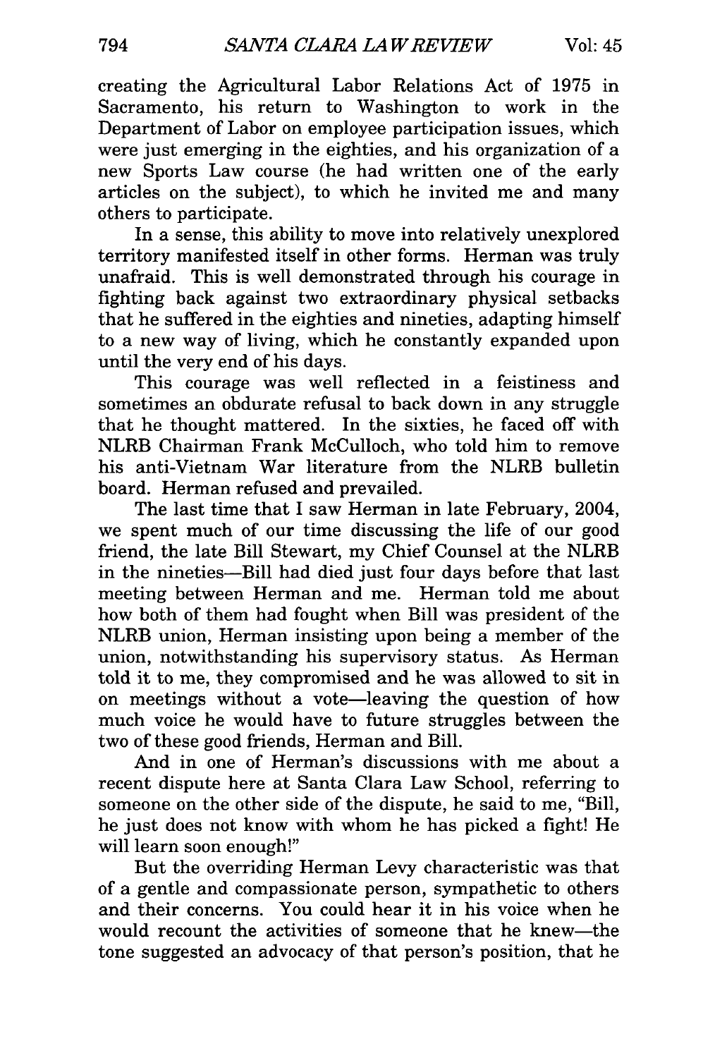creating the Agricultural Labor Relations Act of 1975 in Sacramento, his return to Washington to work in the Department of Labor on employee participation issues, which were just emerging in the eighties, and his organization of a new Sports Law course (he had written one of the early articles on the subject), to which he invited me and many others to participate.

In a sense, this ability to move into relatively unexplored territory manifested itself in other forms. Herman was truly unafraid. This is well demonstrated through his courage in fighting back against two extraordinary physical setbacks that he suffered in the eighties and nineties, adapting himself to a new way of living, which he constantly expanded upon until the very end of his days.

This courage was well reflected in a feistiness and sometimes an obdurate refusal to back down in any struggle that he thought mattered. In the sixties, he faced off with NLRB Chairman Frank McCulloch, who told him to remove his anti-Vietnam War literature from the NLRB bulletin board. Herman refused and prevailed.

The last time that I saw Herman in late February, 2004, we spent much of our time discussing the life of our good friend, the late Bill Stewart, my Chief Counsel at the NLRB in the nineties—Bill had died just four days before that last meeting between Herman and me. Herman told me about how both of them had fought when Bill was president of the NLRB union, Herman insisting upon being a member of the union, notwithstanding his supervisory status. As Herman told it to me, they compromised and he was allowed to sit in on meetings without a vote—leaving the question of how much voice he would have to future struggles between the two of these good friends, Herman and Bill.

And in one of Herman's discussions with me about a recent dispute here at Santa Clara Law School, referring to someone on the other side of the dispute, he said to me, "Bill, he just does not know with whom he has picked a fight! He will learn soon enough!"

But the overriding Herman Levy characteristic was that of a gentle and compassionate person, sympathetic to others and their concerns. You could hear it in his voice when he would recount the activities of someone that he knew—the tone suggested an advocacy of that person's position, that he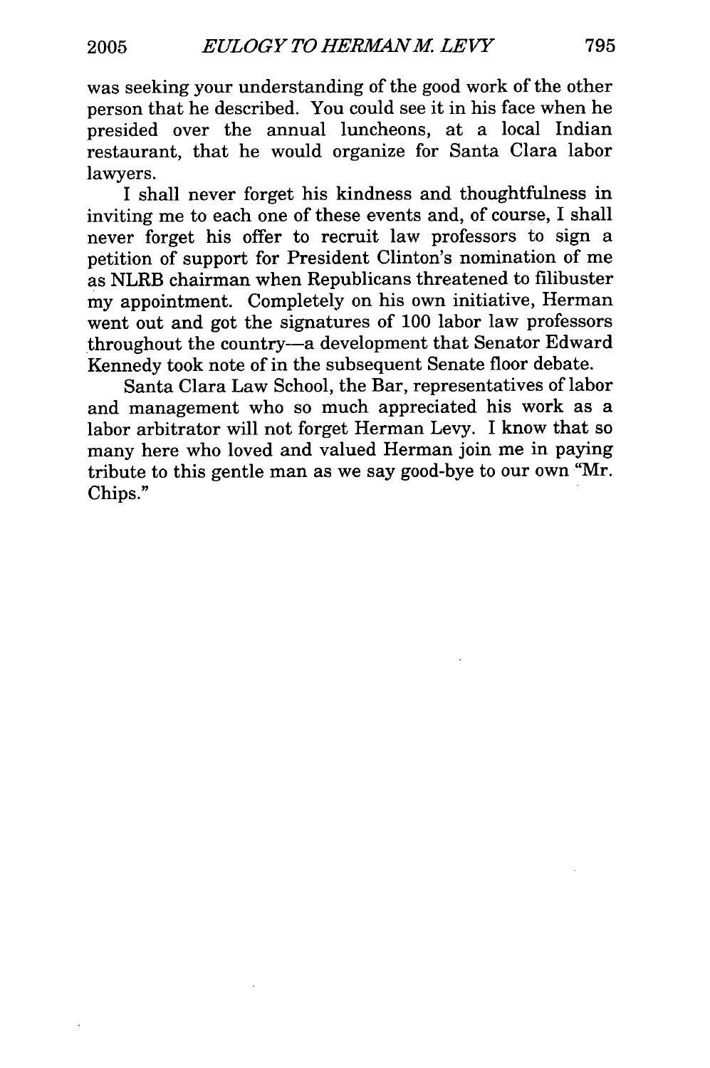was seeking your understanding of the good work of the other person that he described. You could see it in his face when he presided over the annual luncheons, at a local Indian restaurant, that he would organize for Santa Clara labor lawyers.

I shall never forget his kindness and thoughtfulness in inviting me to each one of these events and, of course, I shall never forget his offer to recruit law professors to sign a petition of support for President Clinton's nomination of me as NLRB chairman when Republicans threatened to filibuster my appointment. Completely on his own initiative, Herman went out and got the signatures of 100 labor law professors throughout the country—a development that Senator Edward Kennedy took note of in the subsequent Senate floor debate.

Santa Clara Law School, the Bar, representatives of labor and management who so much appreciated his work as a labor arbitrator will not forget Herman Levy. I know that so many here who loved and valued Herman join me in paying tribute to this gentle man as we say good-bye to our own "Mr. Chips."